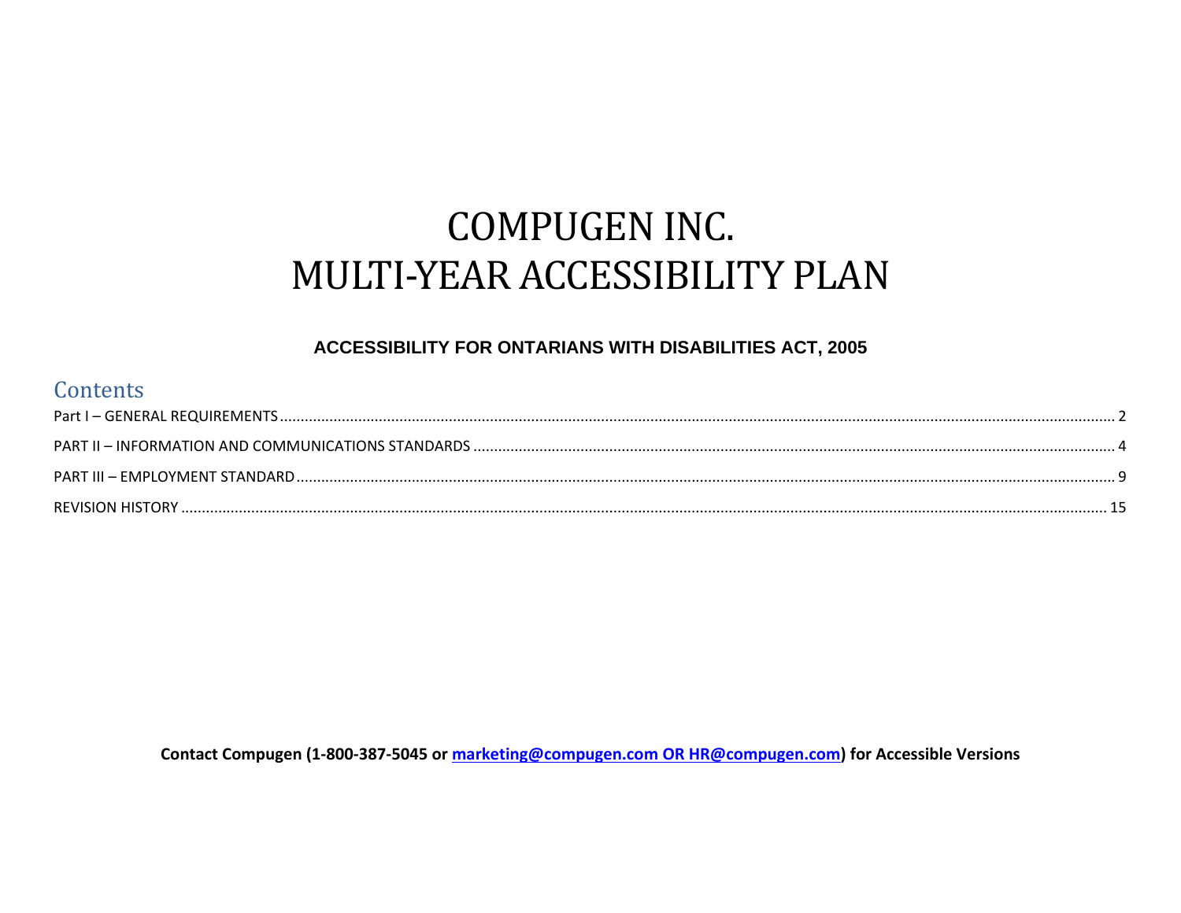# COMPUGEN INC.
# MULTI-YEAR ACCESSIBILITY PLAN

**ACCESSIBILITY FOR ONTARIANS WITH DISABILITIES ACT, 2005**

## Contents

Part I – GENERAL REQUIREMENTS ..... 2

PART II – INFORMATION AND COMMUNICATIONS STANDARDS ..... 4

PART III – EMPLOYMENT STANDARD ..... 9

REVISION HISTORY ..... 15

**Contact Compugen (1-800-387-5045 or marketing@compugen.com OR HR@compugen.com) for Accessible Versions**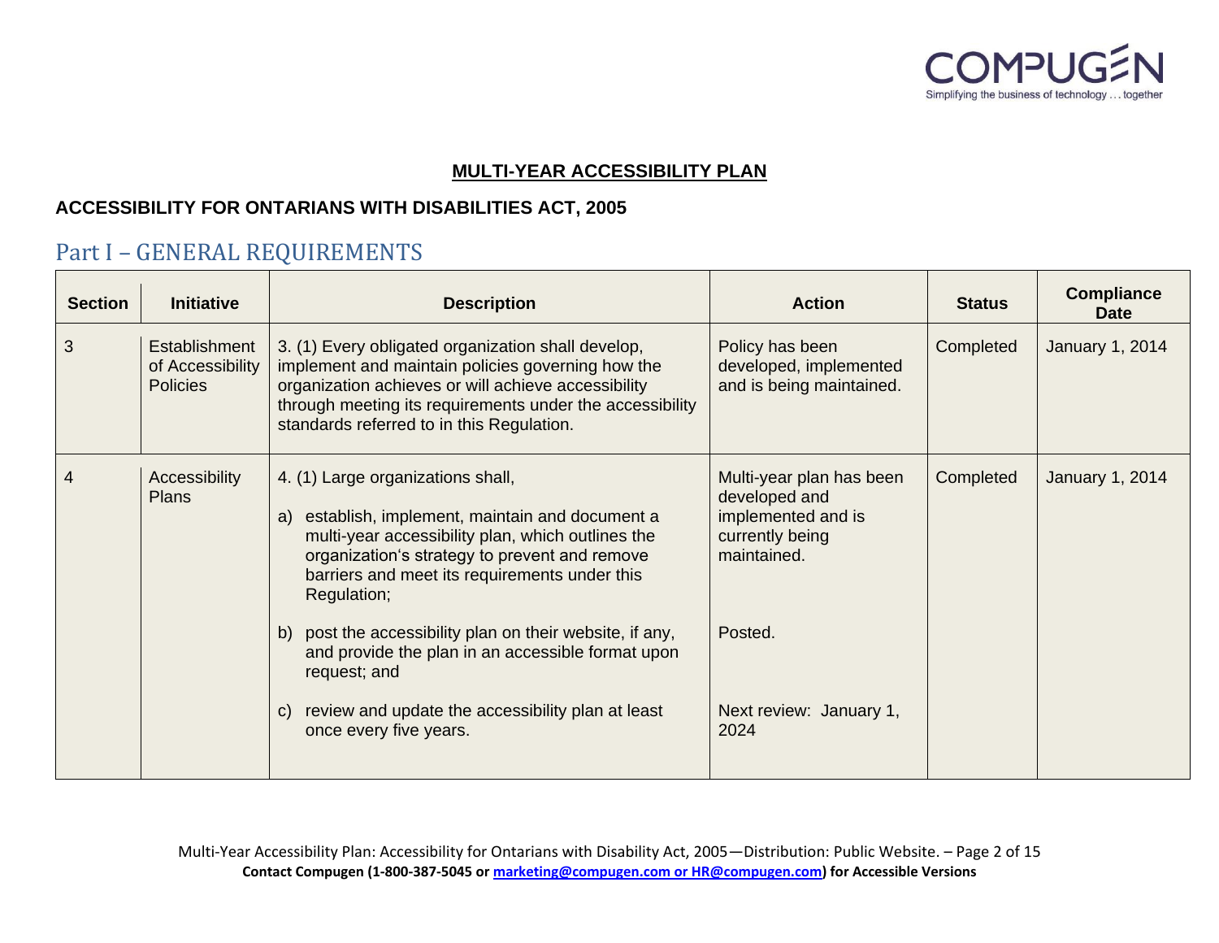## MULTI-YEAR ACCESSIBILITY PLAN

### ACCESSIBILITY FOR ONTARIANS WITH DISABILITIES ACT, 2005

# Part I – GENERAL REQUIREMENTS

| Section | Initiative | Description | Action | Status | Compliance Date |
|---|---|---|---|---|---|
| 3 | Establishment of Accessibility Policies | 3. (1) Every obligated organization shall develop, implement and maintain policies governing how the organization achieves or will achieve accessibility through meeting its requirements under the accessibility standards referred to in this Regulation. | Policy has been developed, implemented and is being maintained. | Completed | January 1, 2014 |
| 4 | Accessibility Plans | 4. (1) Large organizations shall,<br><br>a) establish, implement, maintain and document a multi-year accessibility plan, which outlines the organization's strategy to prevent and remove barriers and meet its requirements under this Regulation;<br><br>b) post the accessibility plan on their website, if any, and provide the plan in an accessible format upon request; and<br><br>c) review and update the accessibility plan at least once every five years. | Multi-year plan has been developed and implemented and is currently being maintained.<br><br>Posted.<br><br>Next review: January 1, 2024 | Completed | January 1, 2014 |

Contact Compugen (1-800-387-5045 or marketing@compugen.com or HR@compugen.com) for Accessible Versions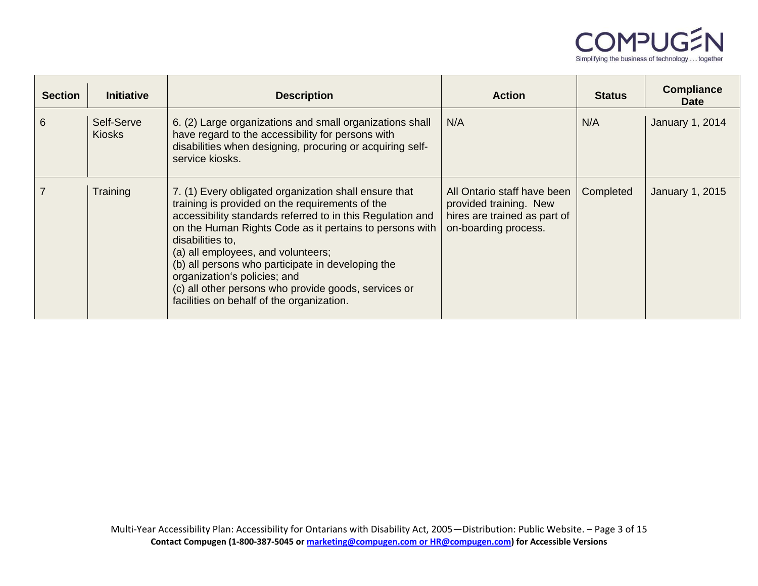| Section | Initiative | Description | Action | Status | Compliance Date |
|---|---|---|---|---|---|
| 6 | Self-Serve Kiosks | 6. (2) Large organizations and small organizations shall have regard to the accessibility for persons with disabilities when designing, procuring or acquiring self-service kiosks. | N/A | N/A | January 1, 2014 |
| 7 | Training | 7. (1) Every obligated organization shall ensure that training is provided on the requirements of the accessibility standards referred to in this Regulation and on the Human Rights Code as it pertains to persons with disabilities to,<br>(a) all employees, and volunteers;<br>(b) all persons who participate in developing the organization's policies; and<br>(c) all other persons who provide goods, services or facilities on behalf of the organization. | All Ontario staff have been provided training. New hires are trained as part of on-boarding process. | Completed | January 1, 2015 |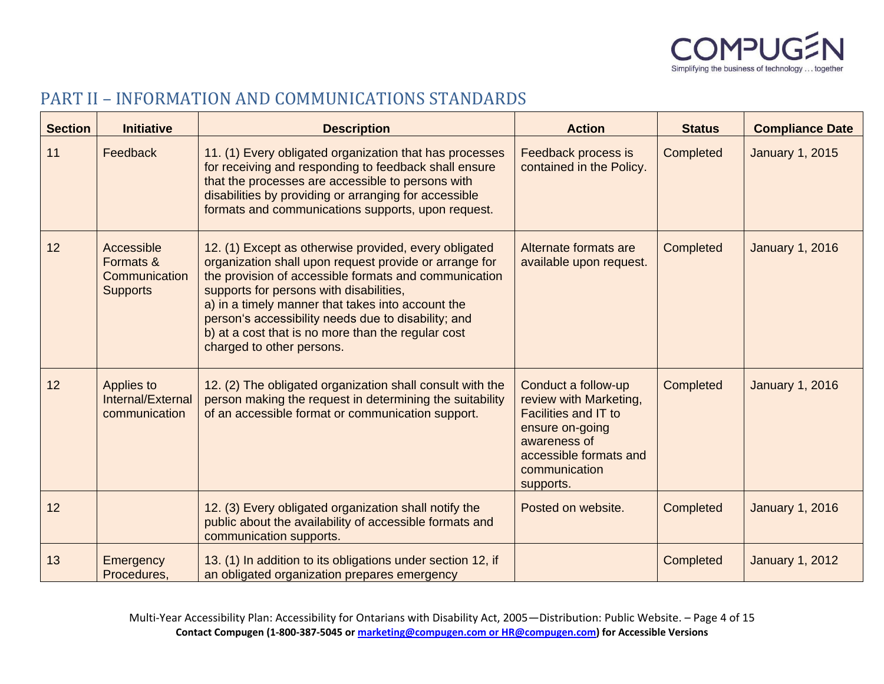## PART II – INFORMATION AND COMMUNICATIONS STANDARDS

| Section | Initiative | Description | Action | Status | Compliance Date |
|---|---|---|---|---|---|
| 11 | Feedback | 11. (1) Every obligated organization that has processes for receiving and responding to feedback shall ensure that the processes are accessible to persons with disabilities by providing or arranging for accessible formats and communications supports, upon request. | Feedback process is contained in the Policy. | Completed | January 1, 2015 |
| 12 | Accessible Formats & Communication Supports | 12. (1) Except as otherwise provided, every obligated organization shall upon request provide or arrange for the provision of accessible formats and communication supports for persons with disabilities,<br>a) in a timely manner that takes into account the person's accessibility needs due to disability; and<br>b) at a cost that is no more than the regular cost charged to other persons. | Alternate formats are available upon request. | Completed | January 1, 2016 |
| 12 | Applies to Internal/External communication | 12. (2) The obligated organization shall consult with the person making the request in determining the suitability of an accessible format or communication support. | Conduct a follow-up review with Marketing, Facilities and IT to ensure on-going awareness of accessible formats and communication supports. | Completed | January 1, 2016 |
| 12 | | 12. (3) Every obligated organization shall notify the public about the availability of accessible formats and communication supports. | Posted on website. | Completed | January 1, 2016 |
| 13 | Emergency Procedures, | 13. (1) In addition to its obligations under section 12, if an obligated organization prepares emergency | | Completed | January 1, 2012 |

Contact Compugen (1-800-387-5045 or marketing@compugen.com or HR@compugen.com) for Accessible Versions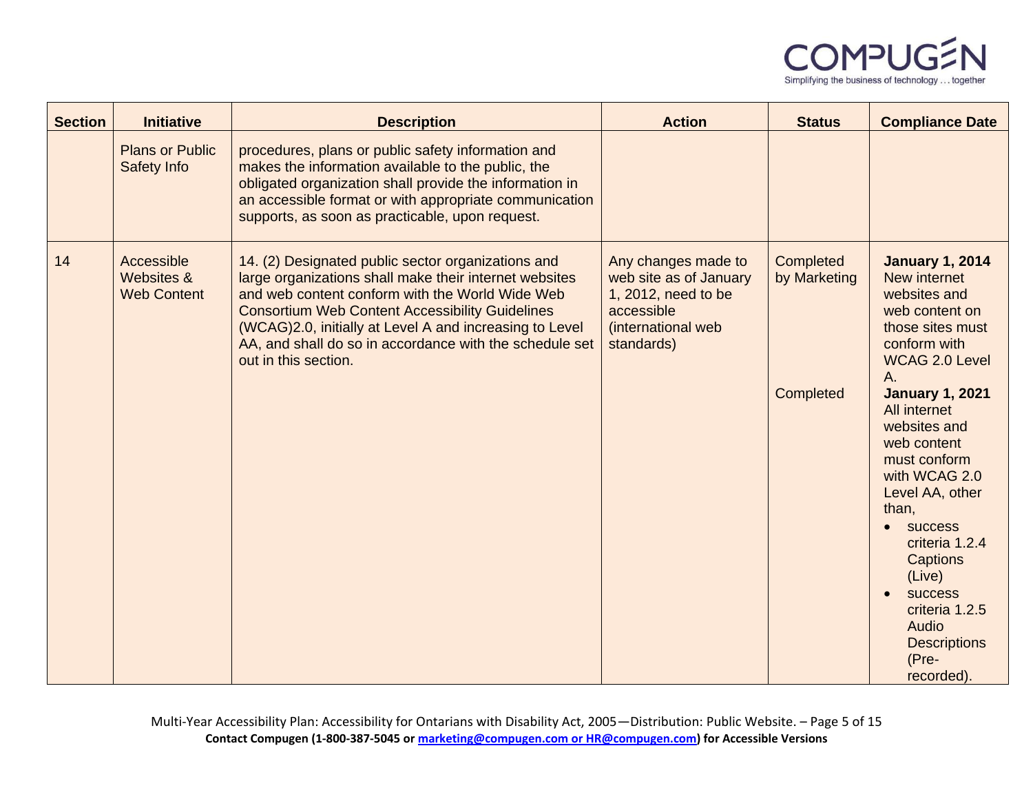| Section | Initiative | Description | Action | Status | Compliance Date |
|---|---|---|---|---|---|
| | Plans or Public Safety Info | procedures, plans or public safety information and makes the information available to the public, the obligated organization shall provide the information in an accessible format or with appropriate communication supports, as soon as practicable, upon request. | | | |
| 14 | Accessible Websites & Web Content | 14. (2) Designated public sector organizations and large organizations shall make their internet websites and web content conform with the World Wide Web Consortium Web Content Accessibility Guidelines (WCAG)2.0, initially at Level A and increasing to Level AA, and shall do so in accordance with the schedule set out in this section. | Any changes made to web site as of January 1, 2012, need to be accessible (international web standards) | Completed by Marketing<br><br>Completed | **January 1, 2014** New internet websites and web content on those sites must conform with WCAG 2.0 Level A.<br>**January 1, 2021** All internet websites and web content must conform with WCAG 2.0 Level AA, other than,<br>• success criteria 1.2.4 Captions (Live)<br>• success criteria 1.2.5 Audio Descriptions (Pre-recorded). |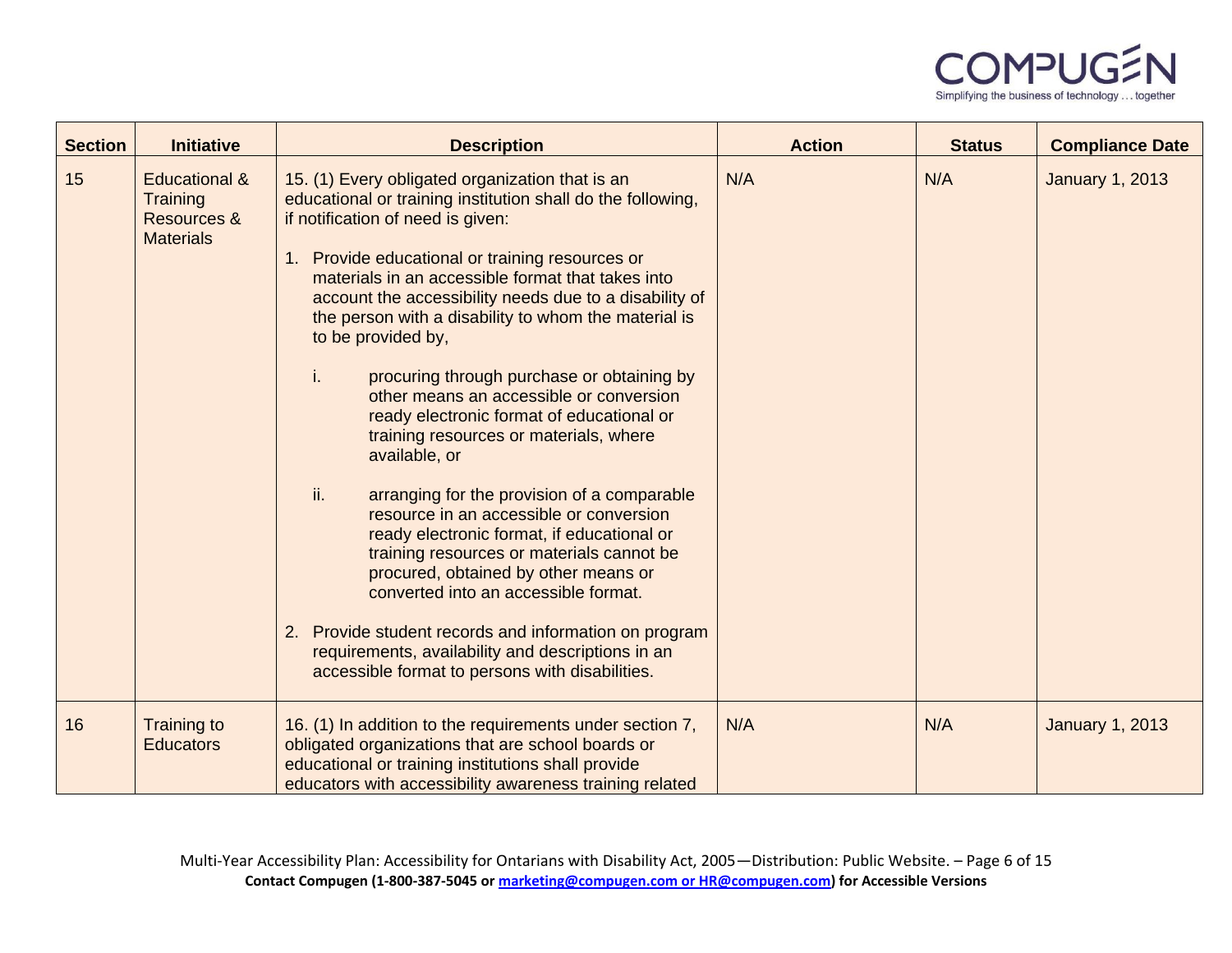| Section | Initiative | Description | Action | Status | Compliance Date |
| --- | --- | --- | --- | --- | --- |
| 15 | Educational & Training Resources & Materials | 15. (1) Every obligated organization that is an educational or training institution shall do the following, if notification of need is given:<br><br>1. Provide educational or training resources or materials in an accessible format that takes into account the accessibility needs due to a disability of the person with a disability to whom the material is to be provided by,<br><br>i. procuring through purchase or obtaining by other means an accessible or conversion ready electronic format of educational or training resources or materials, where available, or<br><br>ii. arranging for the provision of a comparable resource in an accessible or conversion ready electronic format, if educational or training resources or materials cannot be procured, obtained by other means or converted into an accessible format.<br><br>2. Provide student records and information on program requirements, availability and descriptions in an accessible format to persons with disabilities. | N/A | N/A | January 1, 2013 |
| 16 | Training to Educators | 16. (1) In addition to the requirements under section 7, obligated organizations that are school boards or educational or training institutions shall provide educators with accessibility awareness training related | N/A | N/A | January 1, 2013 |

Contact Compugen (1-800-387-5045 or marketing@compugen.com or HR@compugen.com) for Accessible Versions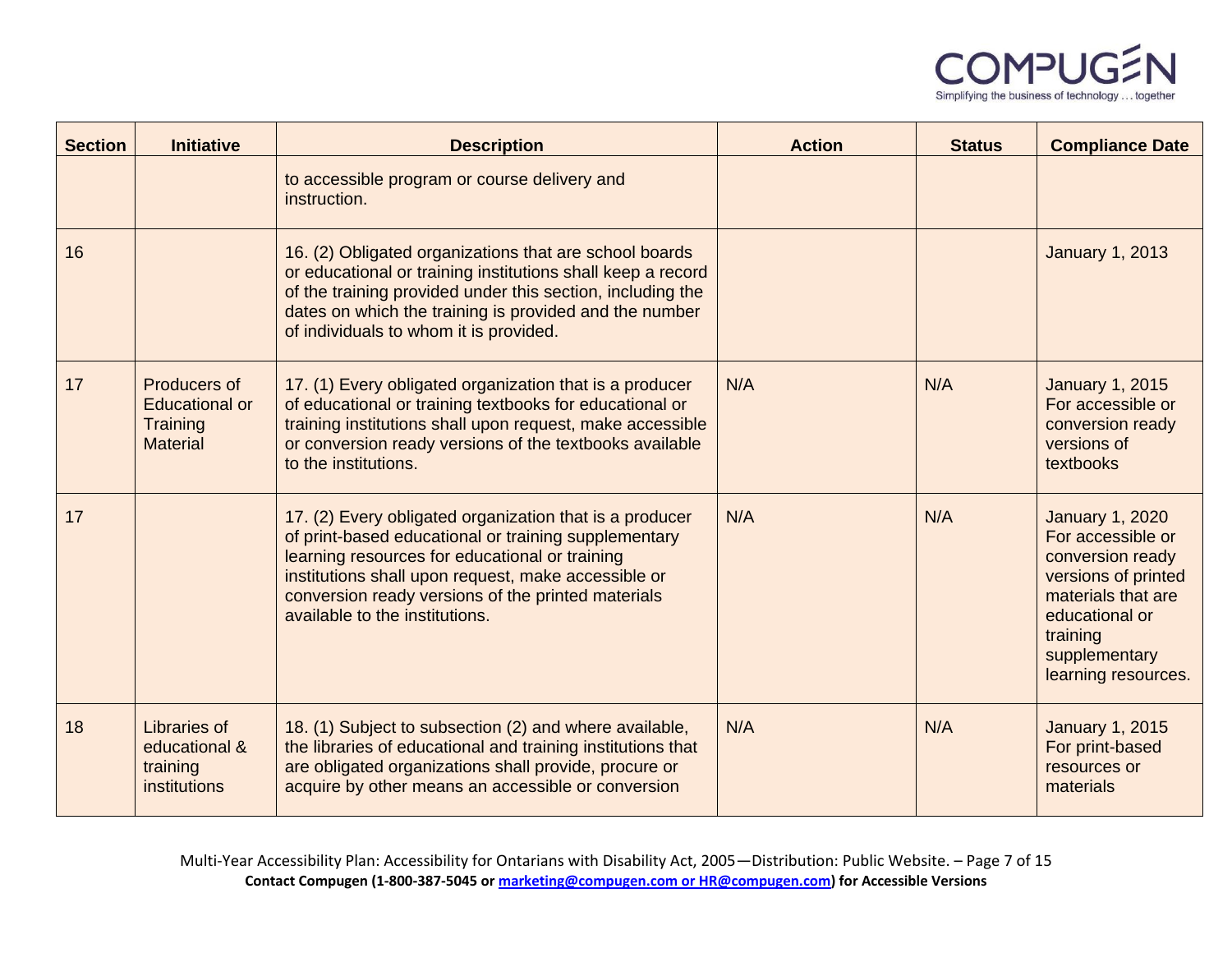| Section | Initiative | Description | Action | Status | Compliance Date |
|---|---|---|---|---|---|
| | | to accessible program or course delivery and instruction. | | | |
| 16 | | 16. (2) Obligated organizations that are school boards or educational or training institutions shall keep a record of the training provided under this section, including the dates on which the training is provided and the number of individuals to whom it is provided. | | | January 1, 2013 |
| 17 | Producers of Educational or Training Material | 17. (1) Every obligated organization that is a producer of educational or training textbooks for educational or training institutions shall upon request, make accessible or conversion ready versions of the textbooks available to the institutions. | N/A | N/A | January 1, 2015 For accessible or conversion ready versions of textbooks |
| 17 | | 17. (2) Every obligated organization that is a producer of print-based educational or training supplementary learning resources for educational or training institutions shall upon request, make accessible or conversion ready versions of the printed materials available to the institutions. | N/A | N/A | January 1, 2020 For accessible or conversion ready versions of printed materials that are educational or training supplementary learning resources. |
| 18 | Libraries of educational & training institutions | 18. (1) Subject to subsection (2) and where available, the libraries of educational and training institutions that are obligated organizations shall provide, procure or acquire by other means an accessible or conversion | N/A | N/A | January 1, 2015 For print-based resources or materials |

Multi-Year Accessibility Plan: Accessibility for Ontarians with Disability Act, 2005—Distribution: Public Website.

**Contact Compugen (1-800-387-5045 or marketing@compugen.com or HR@compugen.com) for Accessible Versions**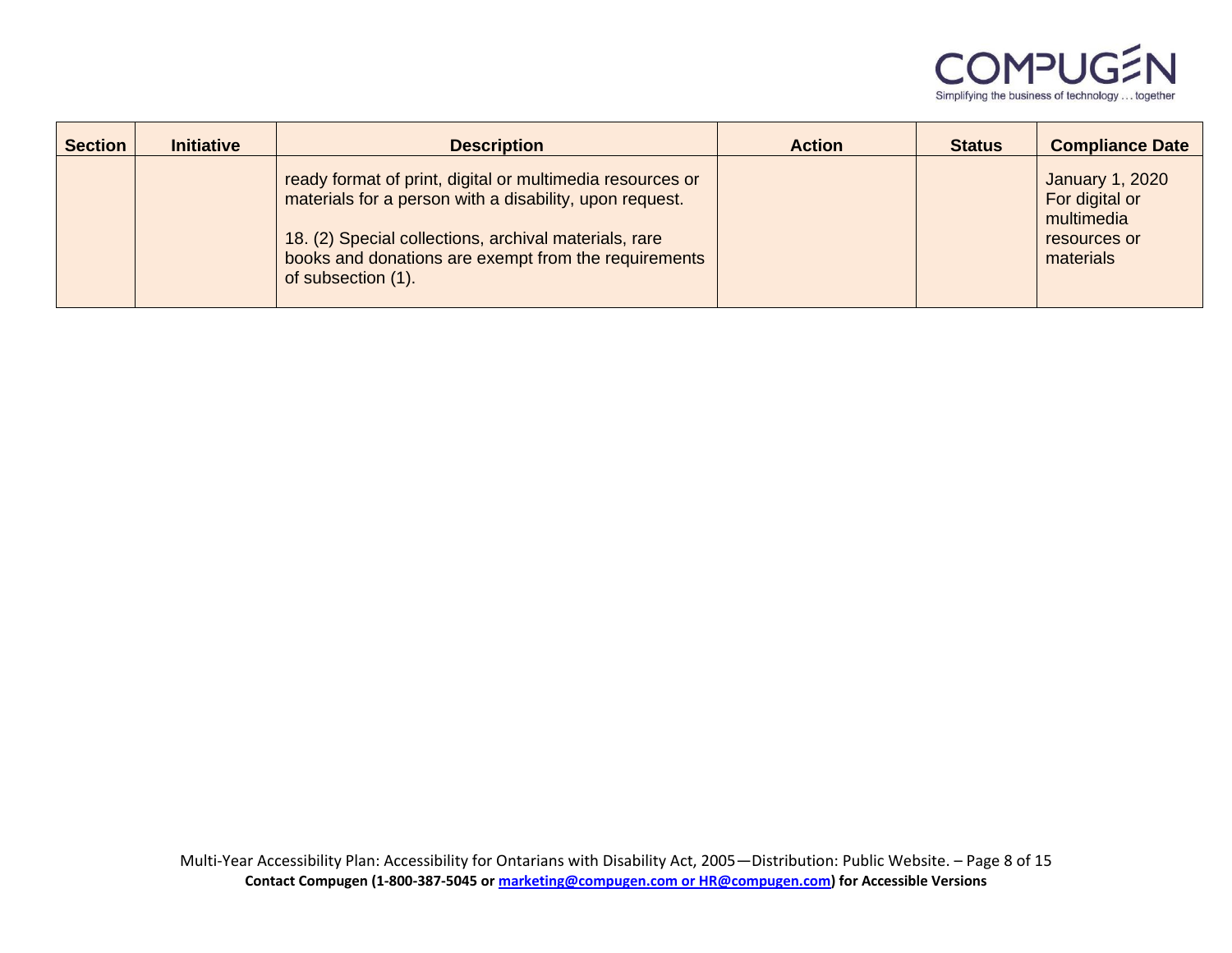| Section | Initiative | Description | Action | Status | Compliance Date |
|---|---|---|---|---|---|
| | | ready format of print, digital or multimedia resources or materials for a person with a disability, upon request.<br><br>18. (2) Special collections, archival materials, rare books and donations are exempt from the requirements of subsection (1). | | | January 1, 2020 For digital or multimedia resources or materials |

Contact Compugen (1-800-387-5045 or marketing@compugen.com or HR@compugen.com) for Accessible Versions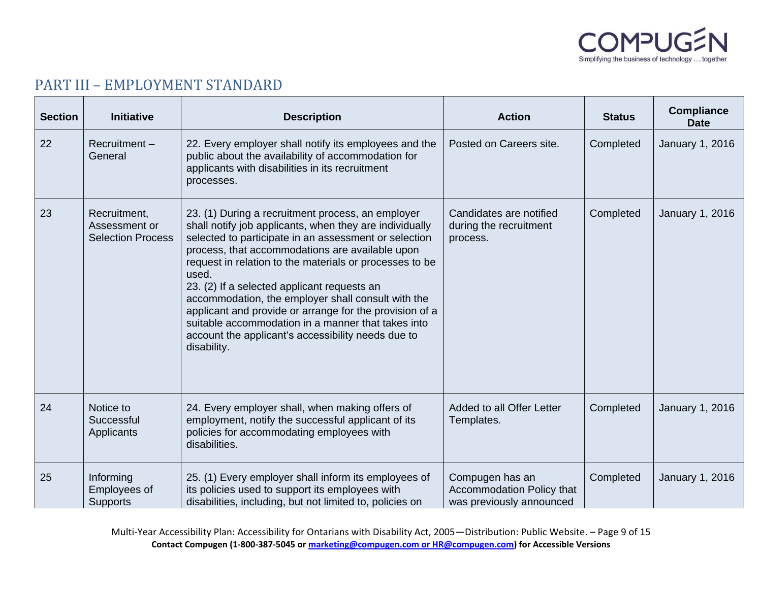## PART III – EMPLOYMENT STANDARD

| Section | Initiative | Description | Action | Status | Compliance Date |
|---|---|---|---|---|---|
| 22 | Recruitment – General | 22. Every employer shall notify its employees and the public about the availability of accommodation for applicants with disabilities in its recruitment processes. | Posted on Careers site. | Completed | January 1, 2016 |
| 23 | Recruitment, Assessment or Selection Process | 23. (1) During a recruitment process, an employer shall notify job applicants, when they are individually selected to participate in an assessment or selection process, that accommodations are available upon request in relation to the materials or processes to be used.<br>23. (2) If a selected applicant requests an accommodation, the employer shall consult with the applicant and provide or arrange for the provision of a suitable accommodation in a manner that takes into account the applicant's accessibility needs due to disability. | Candidates are notified during the recruitment process. | Completed | January 1, 2016 |
| 24 | Notice to Successful Applicants | 24. Every employer shall, when making offers of employment, notify the successful applicant of its policies for accommodating employees with disabilities. | Added to all Offer Letter Templates. | Completed | January 1, 2016 |
| 25 | Informing Employees of Supports | 25. (1) Every employer shall inform its employees of its policies used to support its employees with disabilities, including, but not limited to, policies on | Compugen has an Accommodation Policy that was previously announced | Completed | January 1, 2016 |

Multi-Year Accessibility Plan: Accessibility for Ontarians with Disability Act, 2005—Distribution: Public Website.

**Contact Compugen (1-800-387-5045 or marketing@compugen.com or HR@compugen.com) for Accessible Versions**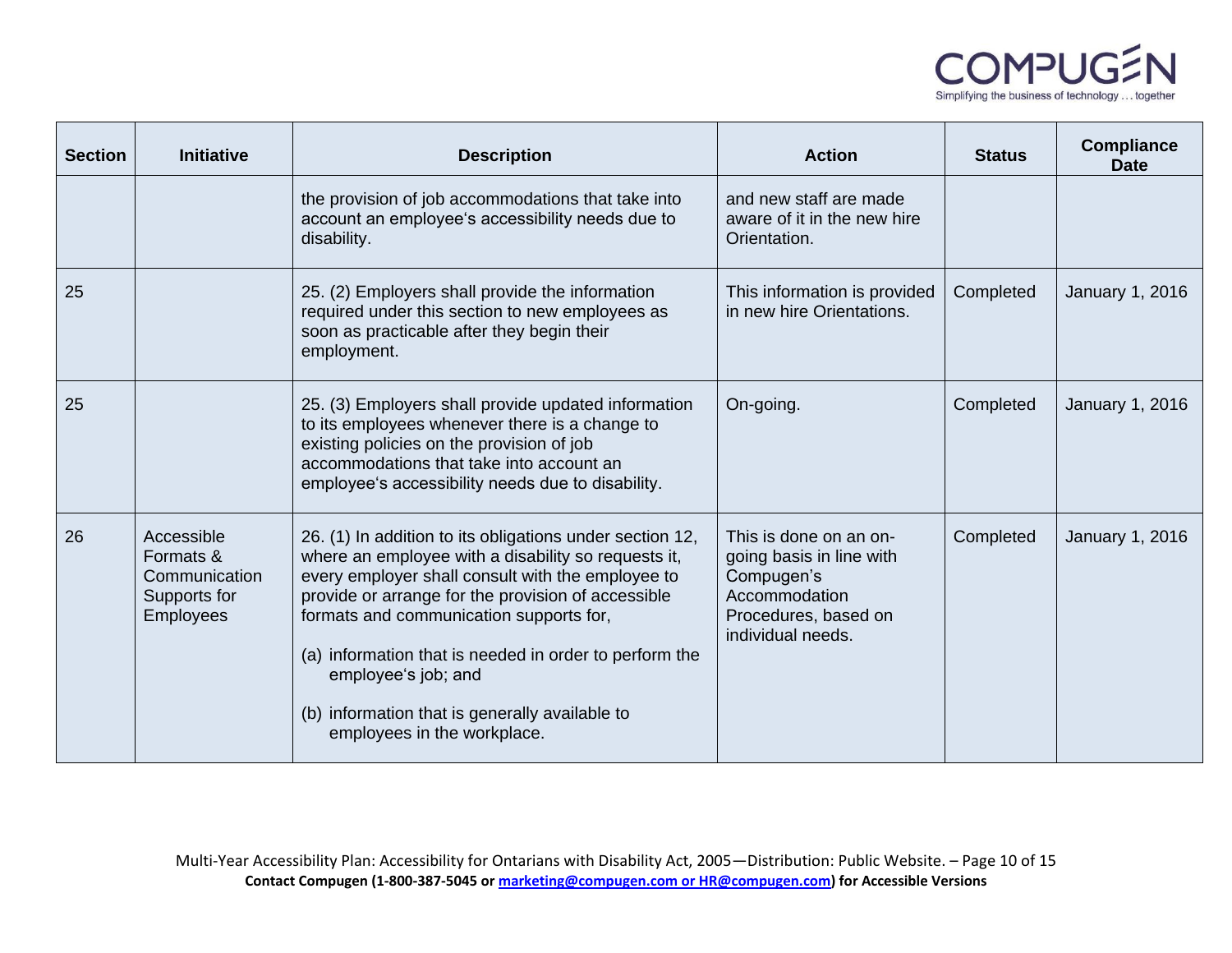| Section | Initiative | Description | Action | Status | Compliance Date |
|---|---|---|---|---|---|
| | | the provision of job accommodations that take into account an employee's accessibility needs due to disability. | and new staff are made aware of it in the new hire Orientation. | | |
| 25 | | 25. (2) Employers shall provide the information required under this section to new employees as soon as practicable after they begin their employment. | This information is provided in new hire Orientations. | Completed | January 1, 2016 |
| 25 | | 25. (3) Employers shall provide updated information to its employees whenever there is a change to existing policies on the provision of job accommodations that take into account an employee's accessibility needs due to disability. | On-going. | Completed | January 1, 2016 |
| 26 | Accessible Formats & Communication Supports for Employees | 26. (1) In addition to its obligations under section 12, where an employee with a disability so requests it, every employer shall consult with the employee to provide or arrange for the provision of accessible formats and communication supports for,<br><br>(a) information that is needed in order to perform the employee's job; and<br><br>(b) information that is generally available to employees in the workplace. | This is done on an on-going basis in line with Compugen's Accommodation Procedures, based on individual needs. | Completed | January 1, 2016 |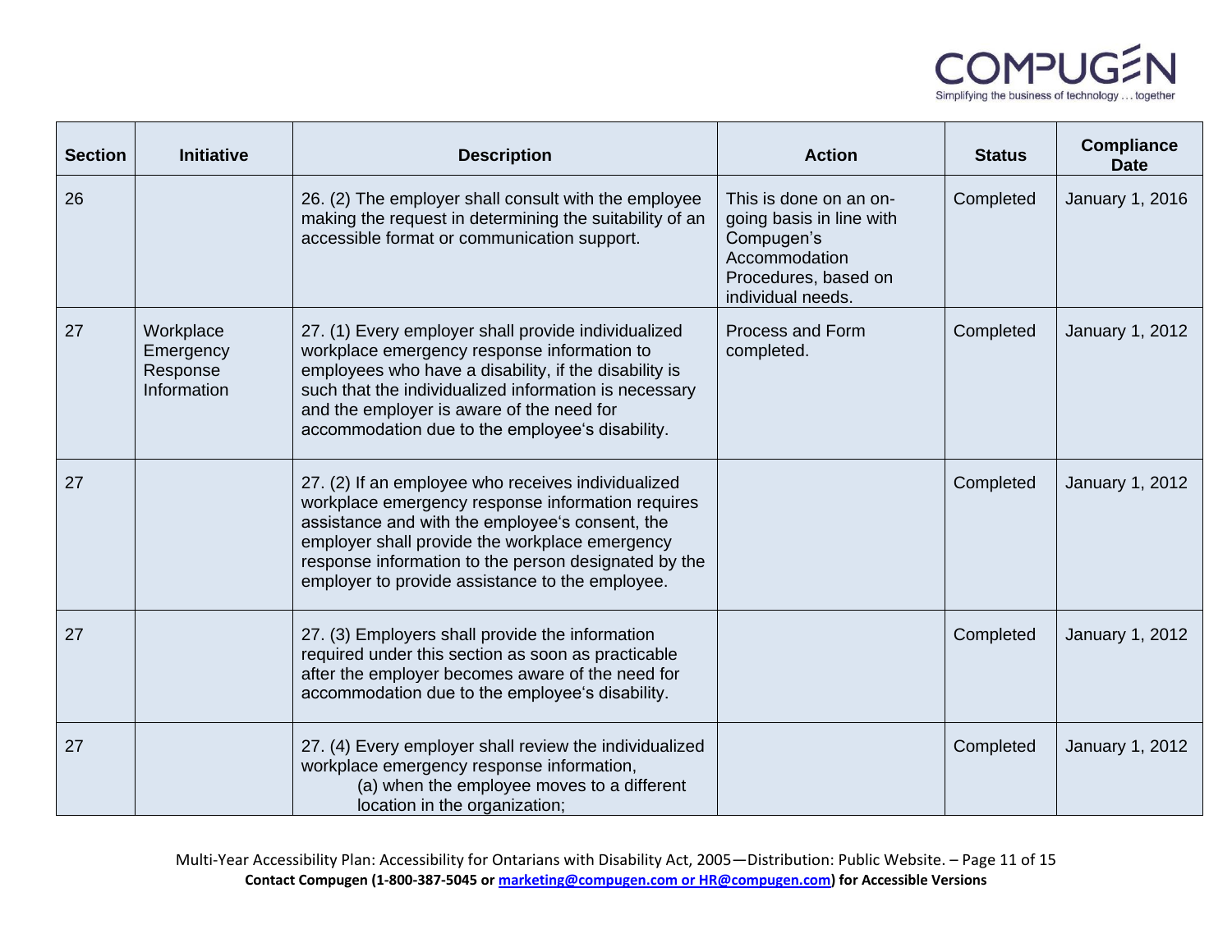| Section | Initiative | Description | Action | Status | Compliance Date |
|---|---|---|---|---|---|
| 26 | | 26. (2) The employer shall consult with the employee making the request in determining the suitability of an accessible format or communication support. | This is done on an on-going basis in line with Compugen's Accommodation Procedures, based on individual needs. | Completed | January 1, 2016 |
| 27 | Workplace Emergency Response Information | 27. (1) Every employer shall provide individualized workplace emergency response information to employees who have a disability, if the disability is such that the individualized information is necessary and the employer is aware of the need for accommodation due to the employee's disability. | Process and Form completed. | Completed | January 1, 2012 |
| 27 | | 27. (2) If an employee who receives individualized workplace emergency response information requires assistance and with the employee's consent, the employer shall provide the workplace emergency response information to the person designated by the employer to provide assistance to the employee. | | Completed | January 1, 2012 |
| 27 | | 27. (3) Employers shall provide the information required under this section as soon as practicable after the employer becomes aware of the need for accommodation due to the employee's disability. | | Completed | January 1, 2012 |
| 27 | | 27. (4) Every employer shall review the individualized workplace emergency response information,<br>(a) when the employee moves to a different location in the organization; | | Completed | January 1, 2012 |

Multi-Year Accessibility Plan: Accessibility for Ontarians with Disability Act, 2005—Distribution: Public Website.

**Contact Compugen (1-800-387-5045 or marketing@compugen.com or HR@compugen.com) for Accessible Versions**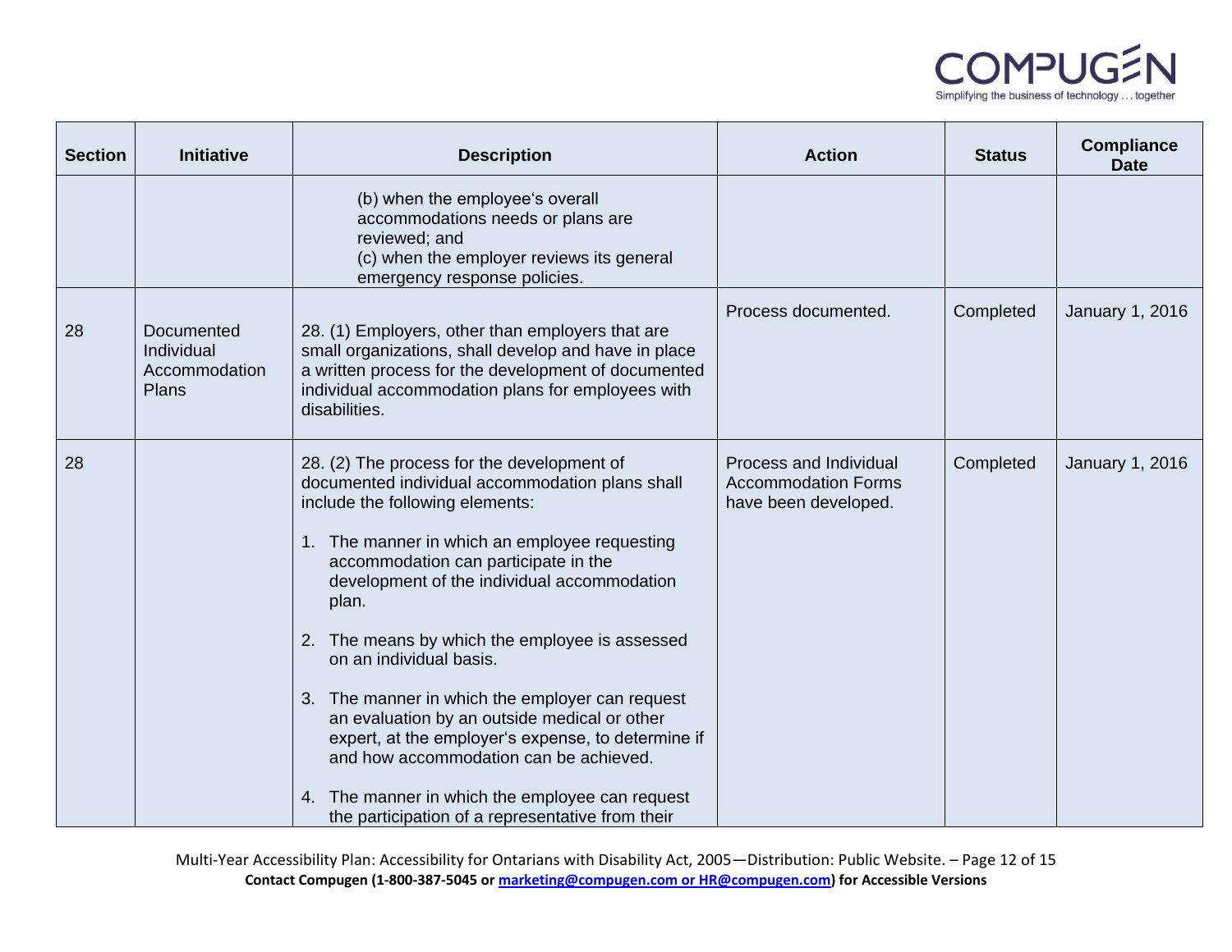| Section | Initiative | Description | Action | Status | Compliance Date |
|---|---|---|---|---|---|
| | | (b) when the employee's overall accommodations needs or plans are reviewed; and<br>(c) when the employer reviews its general emergency response policies. | | | |
| 28 | Documented Individual Accommodation Plans | 28. (1) Employers, other than employers that are small organizations, shall develop and have in place a written process for the development of documented individual accommodation plans for employees with disabilities. | Process documented. | Completed | January 1, 2016 |
| 28 | | 28. (2) The process for the development of documented individual accommodation plans shall include the following elements:<br>1. The manner in which an employee requesting accommodation can participate in the development of the individual accommodation plan.<br>2. The means by which the employee is assessed on an individual basis.<br>3. The manner in which the employer can request an evaluation by an outside medical or other expert, at the employer's expense, to determine if and how accommodation can be achieved.<br>4. The manner in which the employee can request the participation of a representative from their | Process and Individual Accommodation Forms have been developed. | Completed | January 1, 2016 |

Multi-Year Accessibility Plan: Accessibility for Ontarians with Disability Act, 2005—Distribution: Public Website.

**Contact Compugen (1-800-387-5045 or marketing@compugen.com or HR@compugen.com) for Accessible Versions**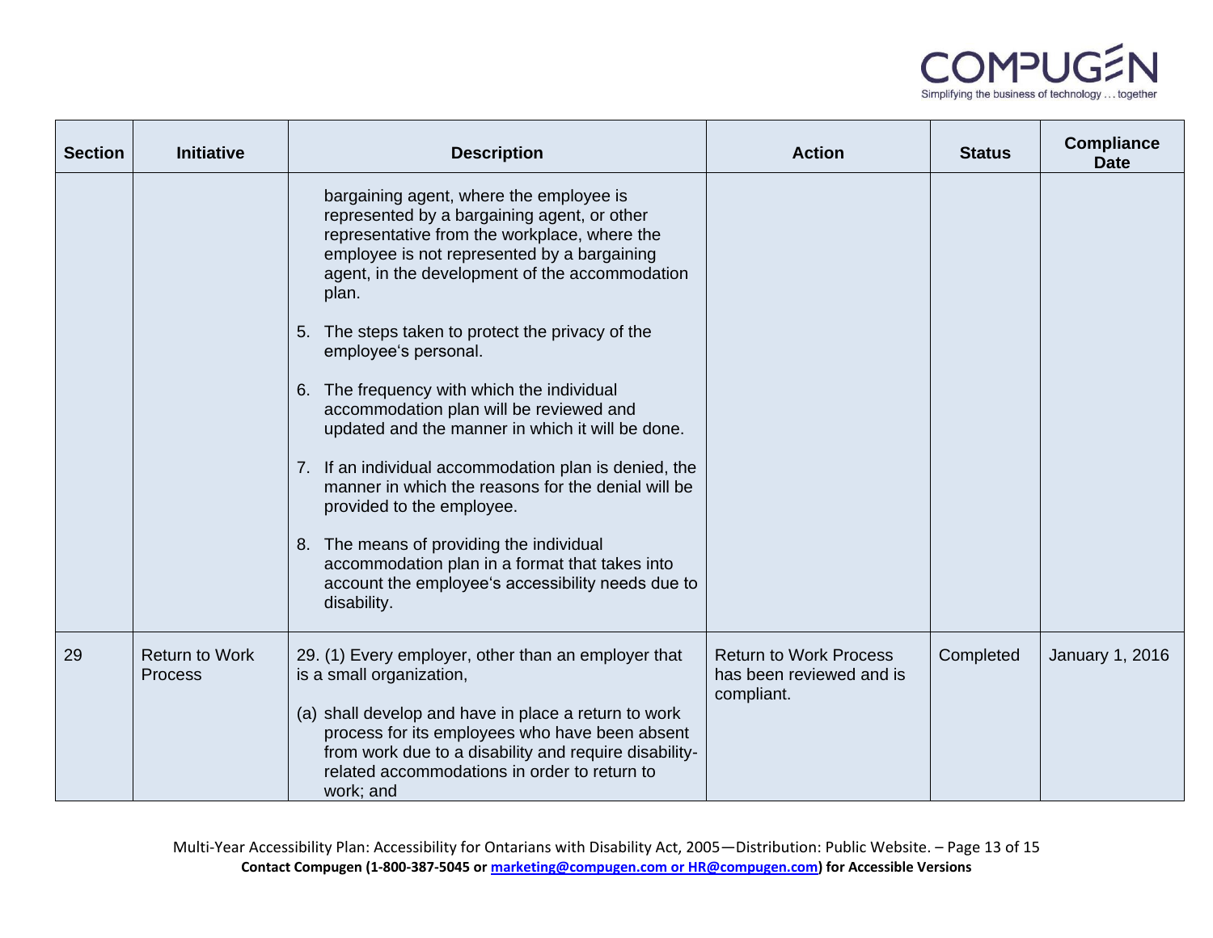| Section | Initiative | Description | Action | Status | Compliance Date |
|---|---|---|---|---|---|
| | | bargaining agent, where the employee is represented by a bargaining agent, or other representative from the workplace, where the employee is not represented by a bargaining agent, in the development of the accommodation plan.<br><br>5. The steps taken to protect the privacy of the employee's personal.<br><br>6. The frequency with which the individual accommodation plan will be reviewed and updated and the manner in which it will be done.<br><br>7. If an individual accommodation plan is denied, the manner in which the reasons for the denial will be provided to the employee.<br><br>8. The means of providing the individual accommodation plan in a format that takes into account the employee's accessibility needs due to disability. | | | |
| 29 | Return to Work Process | 29. (1) Every employer, other than an employer that is a small organization,<br><br>(a) shall develop and have in place a return to work process for its employees who have been absent from work due to a disability and require disability-related accommodations in order to return to work; and | Return to Work Process has been reviewed and is compliant. | Completed | January 1, 2016 |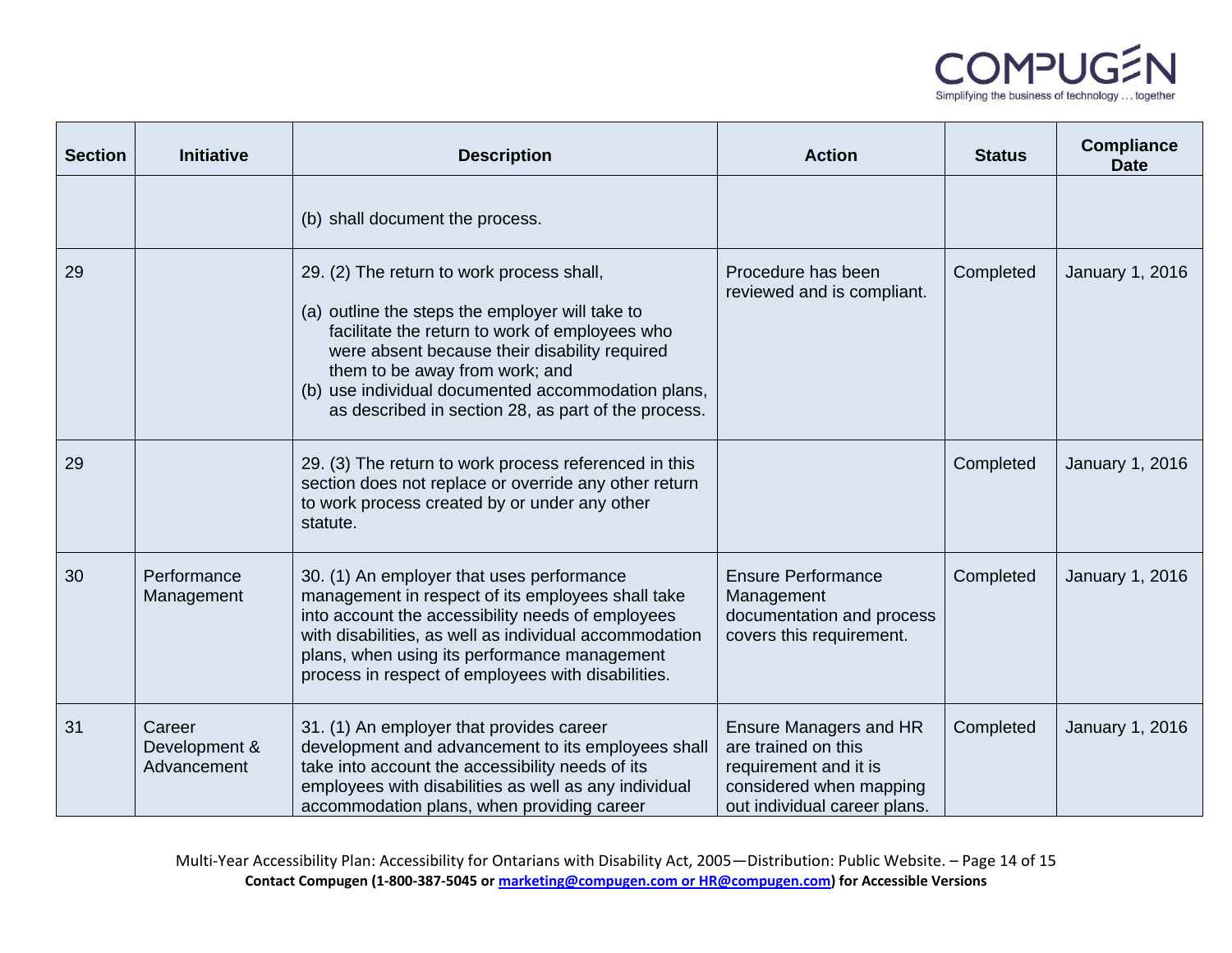| Section | Initiative | Description | Action | Status | Compliance Date |
|---|---|---|---|---|---|
| | | (b) shall document the process. | | | |
| 29 | | 29. (2) The return to work process shall,<br>(a) outline the steps the employer will take to facilitate the return to work of employees who were absent because their disability required them to be away from work; and<br>(b) use individual documented accommodation plans, as described in section 28, as part of the process. | Procedure has been reviewed and is compliant. | Completed | January 1, 2016 |
| 29 | | 29. (3) The return to work process referenced in this section does not replace or override any other return to work process created by or under any other statute. | | Completed | January 1, 2016 |
| 30 | Performance Management | 30. (1) An employer that uses performance management in respect of its employees shall take into account the accessibility needs of employees with disabilities, as well as individual accommodation plans, when using its performance management process in respect of employees with disabilities. | Ensure Performance Management documentation and process covers this requirement. | Completed | January 1, 2016 |
| 31 | Career Development & Advancement | 31. (1) An employer that provides career development and advancement to its employees shall take into account the accessibility needs of its employees with disabilities as well as any individual accommodation plans, when providing career | Ensure Managers and HR are trained on this requirement and it is considered when mapping out individual career plans. | Completed | January 1, 2016 |

Multi-Year Accessibility Plan: Accessibility for Ontarians with Disability Act, 2005—Distribution: Public Website.

**Contact Compugen (1-800-387-5045 or marketing@compugen.com or HR@compugen.com) for Accessible Versions**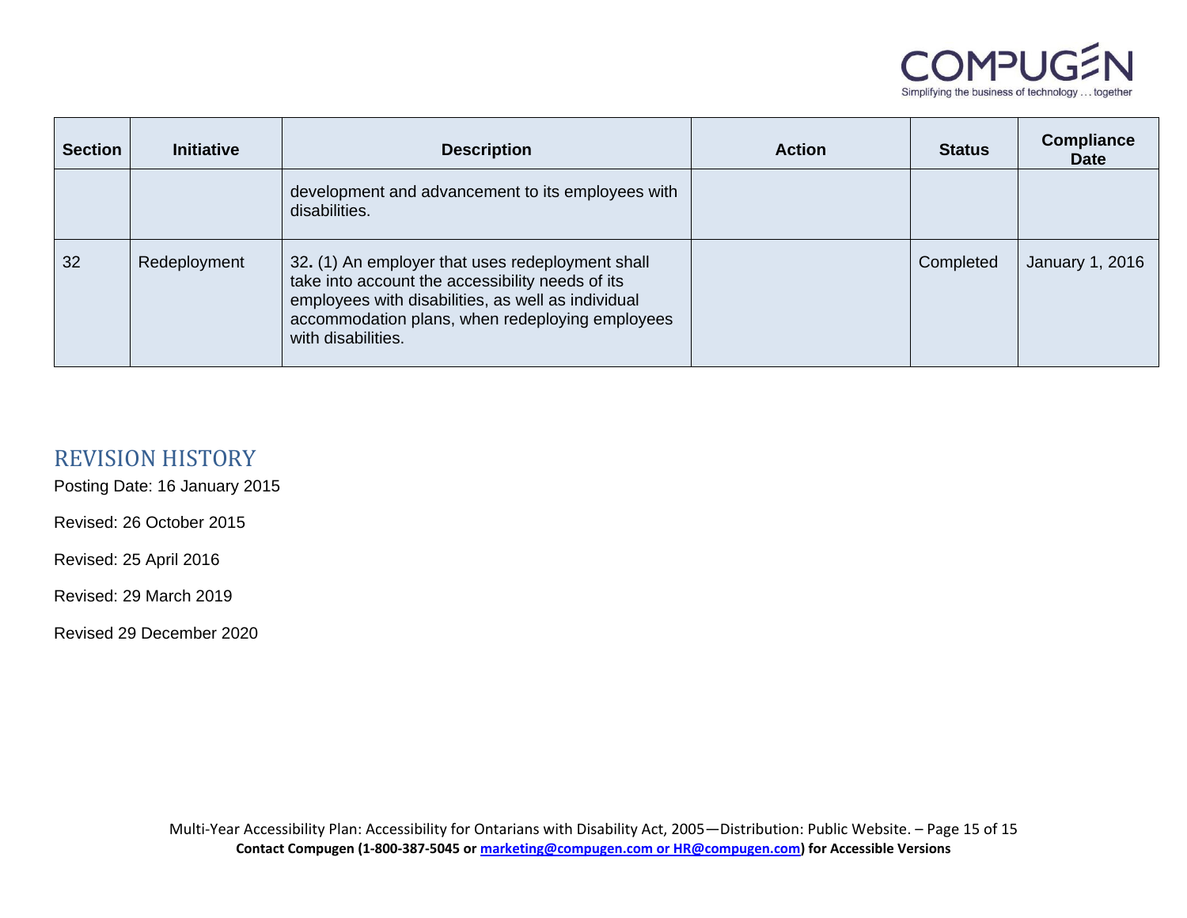| Section | Initiative | Description | Action | Status | Compliance Date |
|---|---|---|---|---|---|
| | | development and advancement to its employees with disabilities. | | | |
| 32 | Redeployment | 32. (1) An employer that uses redeployment shall take into account the accessibility needs of its employees with disabilities, as well as individual accommodation plans, when redeploying employees with disabilities. | | Completed | January 1, 2016 |

## REVISION HISTORY

Posting Date: 16 January 2015

Revised: 26 October 2015

Revised: 25 April 2016

Revised: 29 March 2019

Revised 29 December 2020